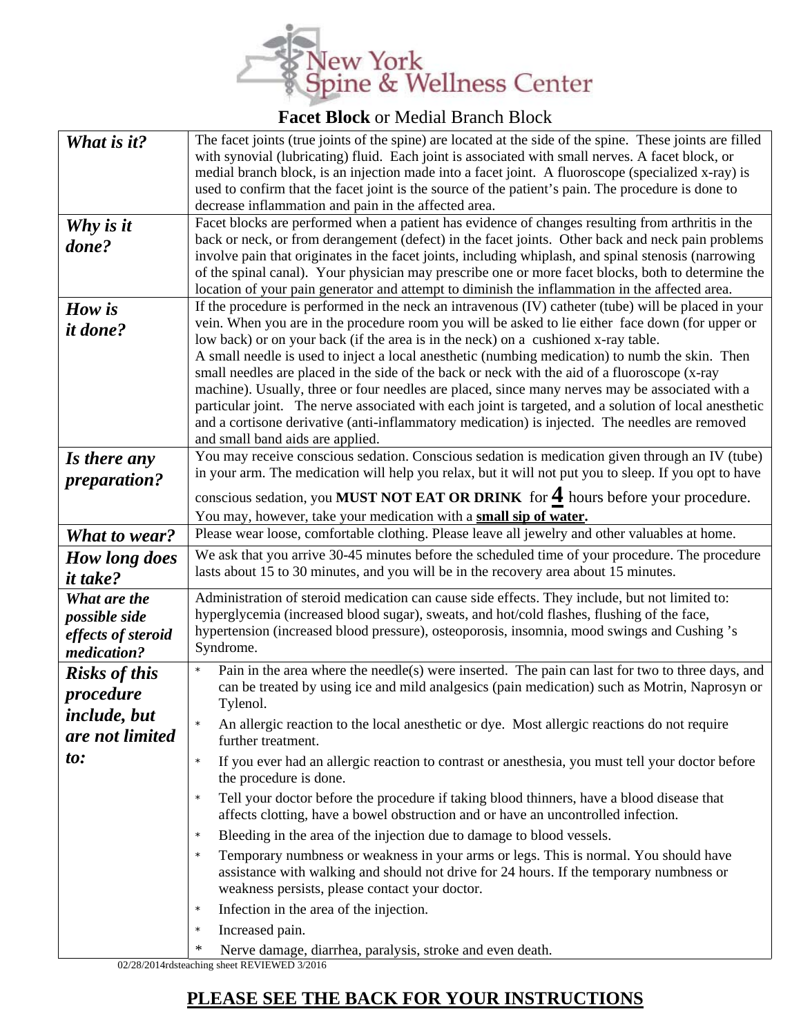# New York Spine & Wellness Center

## **Facet Block** or Medial Branch Block

| | |
|---|---|
| ***What is it?*** | The facet joints (true joints of the spine) are located at the side of the spine. These joints are filled with synovial (lubricating) fluid. Each joint is associated with small nerves. A facet block, or medial branch block, is an injection made into a facet joint. A fluoroscope (specialized x-ray) is used to confirm that the facet joint is the source of the patient's pain. The procedure is done to decrease inflammation and pain in the affected area. |
| ***Why is it done?*** | Facet blocks are performed when a patient has evidence of changes resulting from arthritis in the back or neck, or from derangement (defect) in the facet joints. Other back and neck pain problems involve pain that originates in the facet joints, including whiplash, and spinal stenosis (narrowing of the spinal canal). Your physician may prescribe one or more facet blocks, both to determine the location of your pain generator and attempt to diminish the inflammation in the affected area. |
| ***How is it done?*** | If the procedure is performed in the neck an intravenous (IV) catheter (tube) will be placed in your vein. When you are in the procedure room you will be asked to lie either face down (for upper or low back) or on your back (if the area is in the neck) on a cushioned x-ray table. A small needle is used to inject a local anesthetic (numbing medication) to numb the skin. Then small needles are placed in the side of the back or neck with the aid of a fluoroscope (x-ray machine). Usually, three or four needles are placed, since many nerves may be associated with a particular joint. The nerve associated with each joint is targeted, and a solution of local anesthetic and a cortisone derivative (anti-inflammatory medication) is injected. The needles are removed and small band aids are applied. |
| ***Is there any preparation?*** | You may receive conscious sedation. Conscious sedation is medication given through an IV (tube) in your arm. The medication will help you relax, but it will not put you to sleep. If you opt to have conscious sedation, you **MUST NOT EAT OR DRINK** for **<u>4</u>** hours before your procedure. You may, however, take your medication with a **<u>small sip of water</u>.** |
| ***What to wear?*** | Please wear loose, comfortable clothing. Please leave all jewelry and other valuables at home. |
| ***How long does it take?*** | We ask that you arrive 30-45 minutes before the scheduled time of your procedure. The procedure lasts about 15 to 30 minutes, and you will be in the recovery area about 15 minutes. |
| ***What are the possible side effects of steroid medication?*** | Administration of steroid medication can cause side effects. They include, but not limited to: hyperglycemia (increased blood sugar), sweats, and hot/cold flashes, flushing of the face, hypertension (increased blood pressure), osteoporosis, insomnia, mood swings and Cushing 's Syndrome. |
| ***Risks of this procedure include, but are not limited to:*** | * Pain in the area where the needle(s) were inserted. The pain can last for two to three days, and can be treated by using ice and mild analgesics (pain medication) such as Motrin, Naprosyn or Tylenol.<br>* An allergic reaction to the local anesthetic or dye. Most allergic reactions do not require further treatment.<br>* If you ever had an allergic reaction to contrast or anesthesia, you must tell your doctor before the procedure is done.<br>* Tell your doctor before the procedure if taking blood thinners, have a blood disease that affects clotting, have a bowel obstruction and or have an uncontrolled infection.<br>* Bleeding in the area of the injection due to damage to blood vessels.<br>* Temporary numbness or weakness in your arms or legs. This is normal. You should have assistance with walking and should not drive for 24 hours. If the temporary numbness or weakness persists, please contact your doctor.<br>* Infection in the area of the injection.<br>* Increased pain.<br>* Nerve damage, diarrhea, paralysis, stroke and even death. |

02/28/2014rdsteaching sheet REVIEWED 3/2016

**<u>PLEASE SEE THE BACK FOR YOUR INSTRUCTIONS</u>**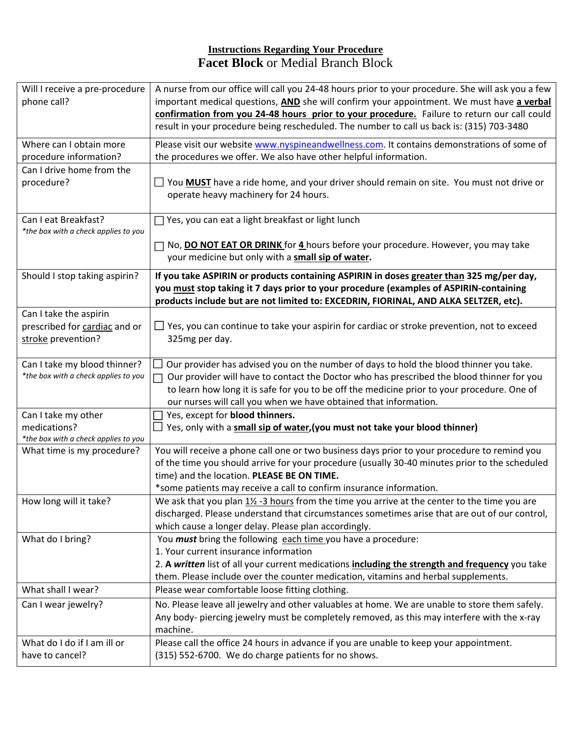**Instructions Regarding Your Procedure**

## **Facet Block** or Medial Branch Block

| | |
|---|---|
| Will I receive a pre-procedure phone call? | A nurse from our office will call you 24-48 hours prior to your procedure. She will ask you a few important medical questions, **AND** she will confirm your appointment. We must have **a verbal confirmation from you 24-48 hours prior to your procedure.** Failure to return our call could result in your procedure being rescheduled. The number to call us back is: (315) 703-3480 |
| Where can I obtain more procedure information? | Please visit our website www.nyspineandwellness.com. It contains demonstrations of some of the procedures we offer. We also have other helpful information. |
| Can I drive home from the procedure? | ☐ You **MUST** have a ride home, and your driver should remain on site. You must not drive or operate heavy machinery for 24 hours. |
| Can I eat Breakfast? *\*the box with a check applies to you* | ☐ Yes, you can eat a light breakfast or light lunch<br>☐ No, **DO NOT EAT OR DRINK** for **4** hours before your procedure. However, you may take your medicine but only with a **small sip of water.** |
| Should I stop taking aspirin? | **If you take ASPIRIN or products containing ASPIRIN in doses greater than 325 mg/per day, you must stop taking it 7 days prior to your procedure (examples of ASPIRIN-containing products include but are not limited to: EXCEDRIN, FIORINAL, AND ALKA SELTZER, etc).** |
| Can I take the aspirin prescribed for cardiac and or stroke prevention? | ☐ Yes, you can continue to take your aspirin for cardiac or stroke prevention, not to exceed 325mg per day. |
| Can I take my blood thinner? *\*the box with a check applies to you* | ☐ Our provider has advised you on the number of days to hold the blood thinner you take.<br>☐ Our provider will have to contact the Doctor who has prescribed the blood thinner for you to learn how long it is safe for you to be off the medicine prior to your procedure. One of our nurses will call you when we have obtained that information. |
| Can I take my other medications? *\*the box with a check applies to you* | ☐ Yes, except for **blood thinners.**<br>☐ Yes, only with a **small sip of water,(you must not take your blood thinner)** |
| What time is my procedure? | You will receive a phone call one or two business days prior to your procedure to remind you of the time you should arrive for your procedure (usually 30-40 minutes prior to the scheduled time) and the location. **PLEASE BE ON TIME.**<br>\*some patients may receive a call to confirm insurance information. |
| How long will it take? | We ask that you plan 1½ -3 hours from the time you arrive at the center to the time you are discharged. Please understand that circumstances sometimes arise that are out of our control, which cause a longer delay. Please plan accordingly. |
| What do I bring? | You ***must*** bring the following each time you have a procedure:<br>1. Your current insurance information<br>2. **A *written*** list of all your current medications **including the strength and frequency** you take them. Please include over the counter medication, vitamins and herbal supplements. |
| What shall I wear? | Please wear comfortable loose fitting clothing. |
| Can I wear jewelry? | No. Please leave all jewelry and other valuables at home. We are unable to store them safely. Any body- piercing jewelry must be completely removed, as this may interfere with the x-ray machine. |
| What do I do if I am ill or have to cancel? | Please call the office 24 hours in advance if you are unable to keep your appointment. (315) 552-6700. We do charge patients for no shows. |